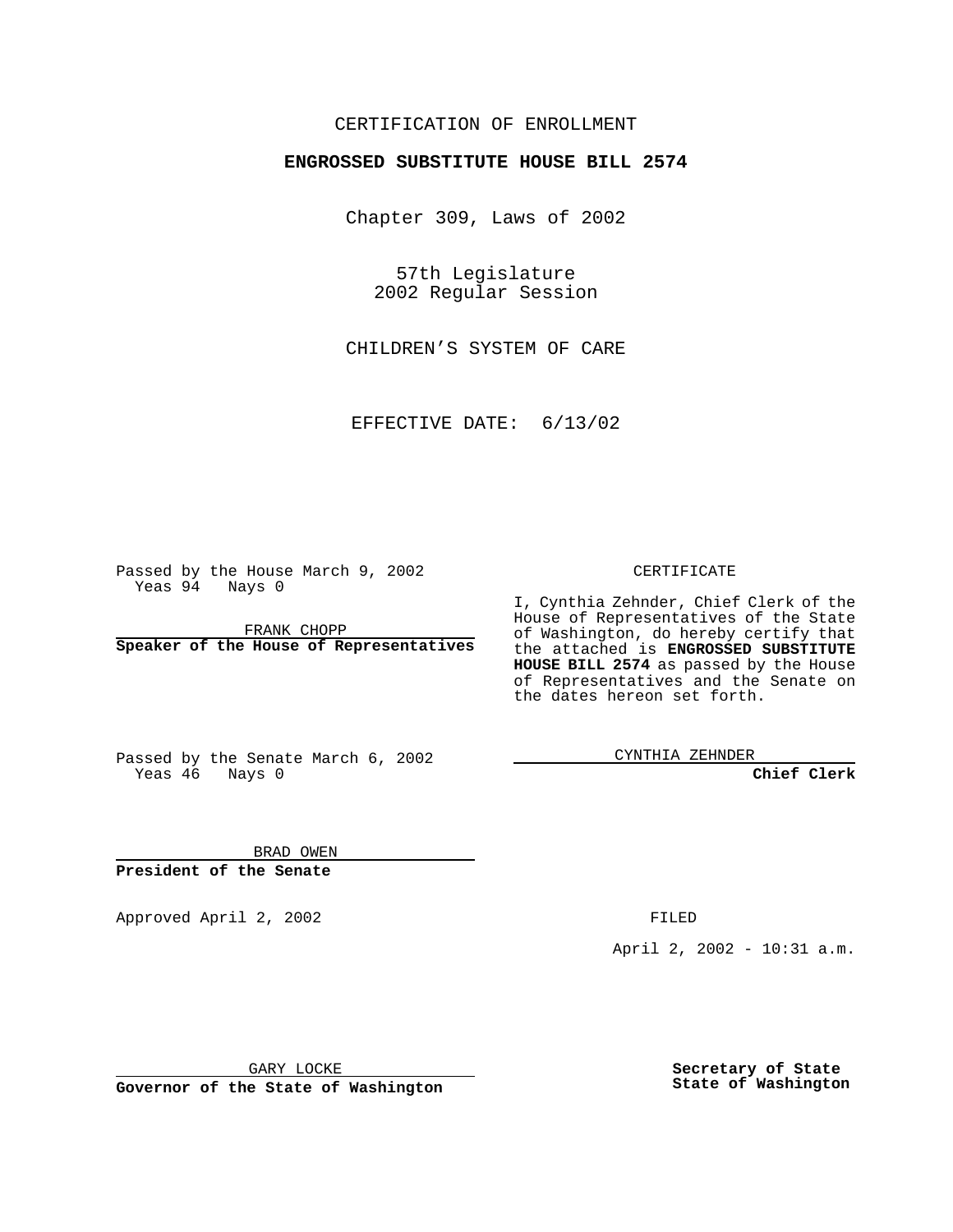CERTIFICATION OF ENROLLMENT

**ENGROSSED SUBSTITUTE HOUSE BILL 2574**

Chapter 309, Laws of 2002

57th Legislature
2002 Regular Session

CHILDREN'S SYSTEM OF CARE

EFFECTIVE DATE: 6/13/02

Passed by the House March 9, 2002
Yeas 94 Nays 0

FRANK CHOPP
**Speaker of the House of Representatives**

Passed by the Senate March 6, 2002
Yeas 46 Nays 0

BRAD OWEN
**President of the Senate**

CERTIFICATE

I, Cynthia Zehnder, Chief Clerk of the House of Representatives of the State of Washington, do hereby certify that the attached is **ENGROSSED SUBSTITUTE HOUSE BILL 2574** as passed by the House of Representatives and the Senate on the dates hereon set forth.

CYNTHIA ZEHNDER
**Chief Clerk**

Approved April 2, 2002

FILED

April 2, 2002 - 10:31 a.m.

GARY LOCKE
**Governor of the State of Washington**

**Secretary of State**
**State of Washington**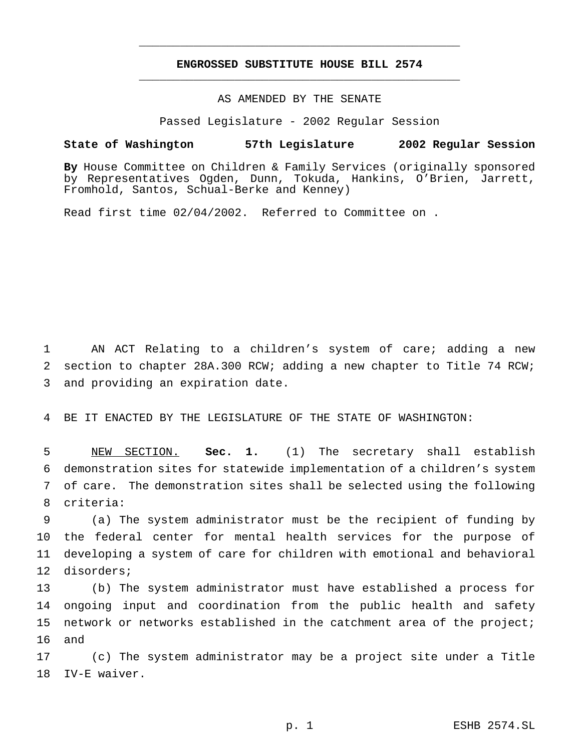# ENGROSSED SUBSTITUTE HOUSE BILL 2574

AS AMENDED BY THE SENATE

Passed Legislature - 2002 Regular Session

**State of Washington 57th Legislature 2002 Regular Session**

**By** House Committee on Children & Family Services (originally sponsored by Representatives Ogden, Dunn, Tokuda, Hankins, O'Brien, Jarrett, Fromhold, Santos, Schual-Berke and Kenney)

Read first time 02/04/2002. Referred to Committee on .

AN ACT Relating to a children's system of care; adding a new section to chapter 28A.300 RCW; adding a new chapter to Title 74 RCW; and providing an expiration date.

BE IT ENACTED BY THE LEGISLATURE OF THE STATE OF WASHINGTON:

NEW SECTION. **Sec. 1.** (1) The secretary shall establish demonstration sites for statewide implementation of a children's system of care. The demonstration sites shall be selected using the following criteria:

(a) The system administrator must be the recipient of funding by the federal center for mental health services for the purpose of developing a system of care for children with emotional and behavioral disorders;

(b) The system administrator must have established a process for ongoing input and coordination from the public health and safety network or networks established in the catchment area of the project; and

(c) The system administrator may be a project site under a Title IV-E waiver.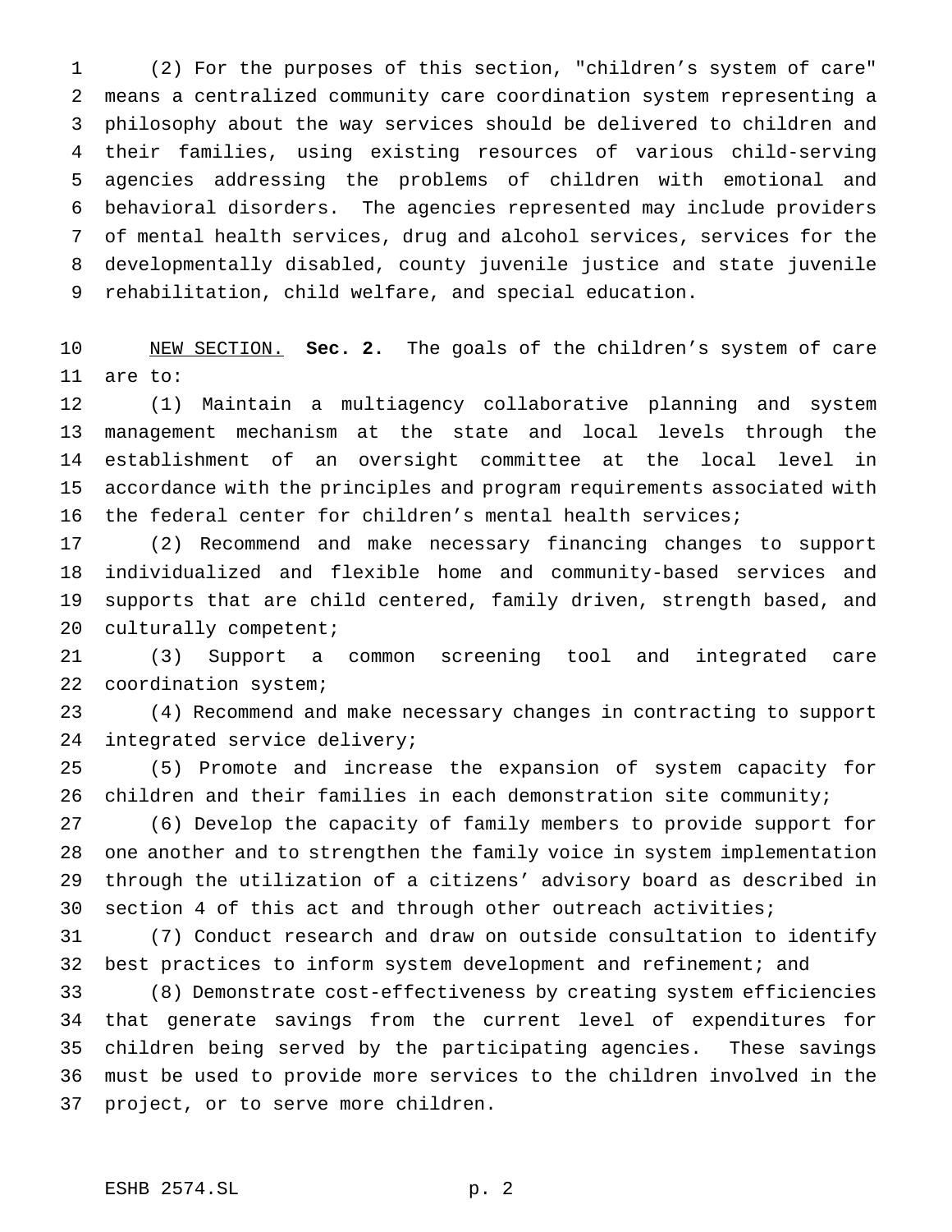(2) For the purposes of this section, "children's system of care" means a centralized community care coordination system representing a philosophy about the way services should be delivered to children and their families, using existing resources of various child-serving agencies addressing the problems of children with emotional and behavioral disorders. The agencies represented may include providers of mental health services, drug and alcohol services, services for the developmentally disabled, county juvenile justice and state juvenile rehabilitation, child welfare, and special education.

NEW SECTION. **Sec. 2.** The goals of the children's system of care are to:

(1) Maintain a multiagency collaborative planning and system management mechanism at the state and local levels through the establishment of an oversight committee at the local level in accordance with the principles and program requirements associated with the federal center for children's mental health services;

(2) Recommend and make necessary financing changes to support individualized and flexible home and community-based services and supports that are child centered, family driven, strength based, and culturally competent;

(3) Support a common screening tool and integrated care coordination system;

(4) Recommend and make necessary changes in contracting to support integrated service delivery;

(5) Promote and increase the expansion of system capacity for children and their families in each demonstration site community;

(6) Develop the capacity of family members to provide support for one another and to strengthen the family voice in system implementation through the utilization of a citizens' advisory board as described in section 4 of this act and through other outreach activities;

(7) Conduct research and draw on outside consultation to identify best practices to inform system development and refinement; and

(8) Demonstrate cost-effectiveness by creating system efficiencies that generate savings from the current level of expenditures for children being served by the participating agencies. These savings must be used to provide more services to the children involved in the project, or to serve more children.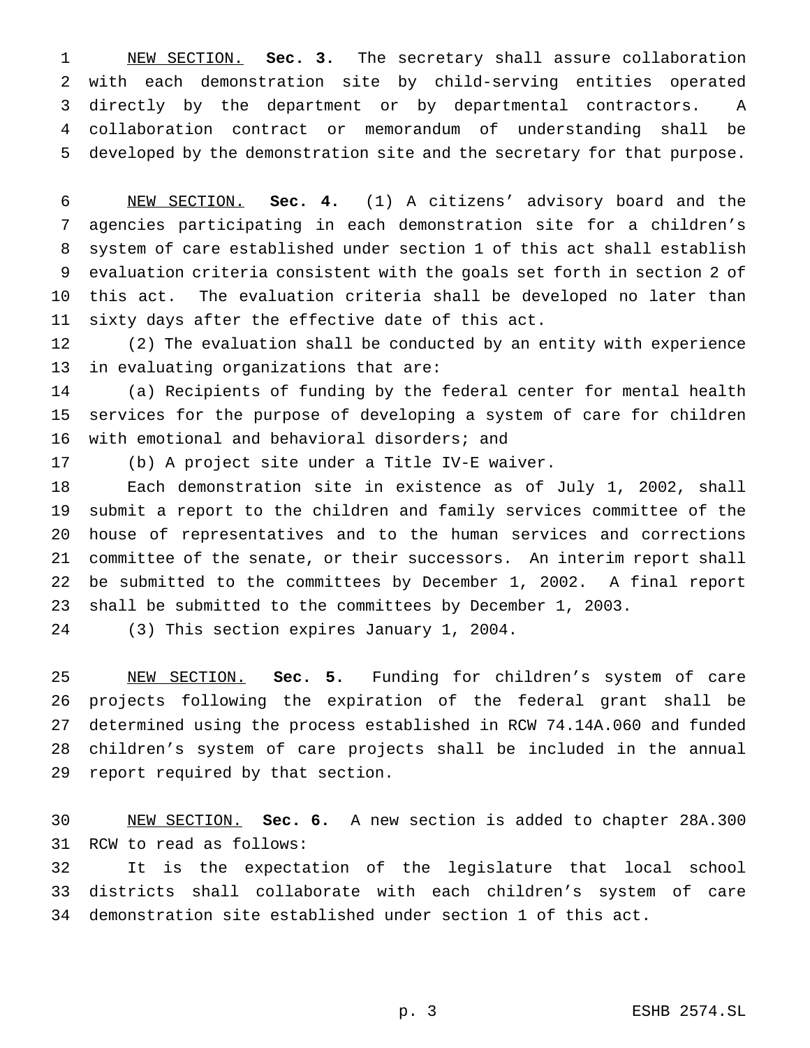NEW SECTION. **Sec. 3.** The secretary shall assure collaboration with each demonstration site by child-serving entities operated directly by the department or by departmental contractors. A collaboration contract or memorandum of understanding shall be developed by the demonstration site and the secretary for that purpose.

NEW SECTION. **Sec. 4.** (1) A citizens' advisory board and the agencies participating in each demonstration site for a children's system of care established under section 1 of this act shall establish evaluation criteria consistent with the goals set forth in section 2 of this act. The evaluation criteria shall be developed no later than sixty days after the effective date of this act.

(2) The evaluation shall be conducted by an entity with experience in evaluating organizations that are:

(a) Recipients of funding by the federal center for mental health services for the purpose of developing a system of care for children with emotional and behavioral disorders; and

(b) A project site under a Title IV-E waiver.

Each demonstration site in existence as of July 1, 2002, shall submit a report to the children and family services committee of the house of representatives and to the human services and corrections committee of the senate, or their successors. An interim report shall be submitted to the committees by December 1, 2002. A final report shall be submitted to the committees by December 1, 2003.

(3) This section expires January 1, 2004.

NEW SECTION. **Sec. 5.** Funding for children's system of care projects following the expiration of the federal grant shall be determined using the process established in RCW 74.14A.060 and funded children's system of care projects shall be included in the annual report required by that section.

NEW SECTION. **Sec. 6.** A new section is added to chapter 28A.300 RCW to read as follows:

It is the expectation of the legislature that local school districts shall collaborate with each children's system of care demonstration site established under section 1 of this act.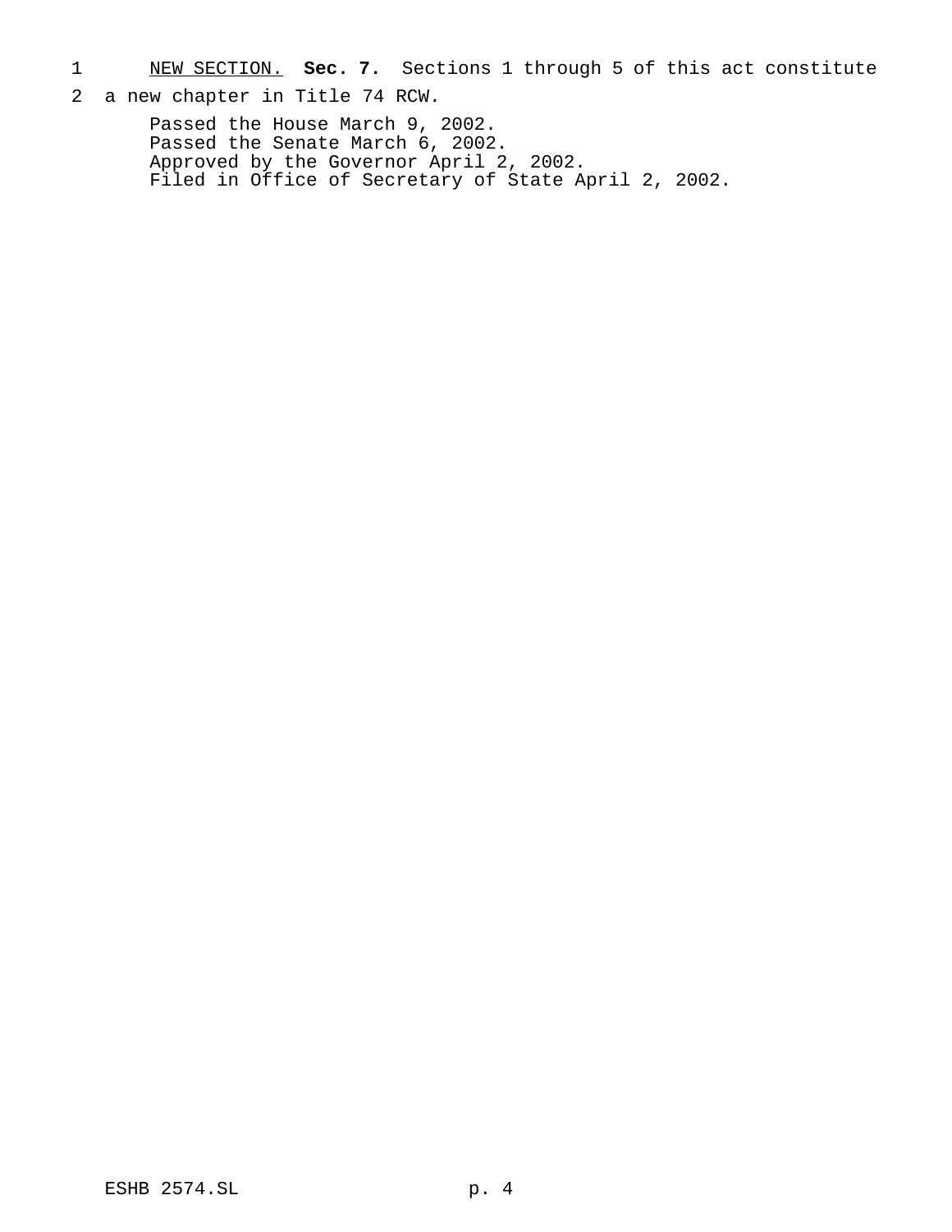NEW SECTION. **Sec. 7.** Sections 1 through 5 of this act constitute a new chapter in Title 74 RCW.

Passed the House March 9, 2002.
Passed the Senate March 6, 2002.
Approved by the Governor April 2, 2002.
Filed in Office of Secretary of State April 2, 2002.